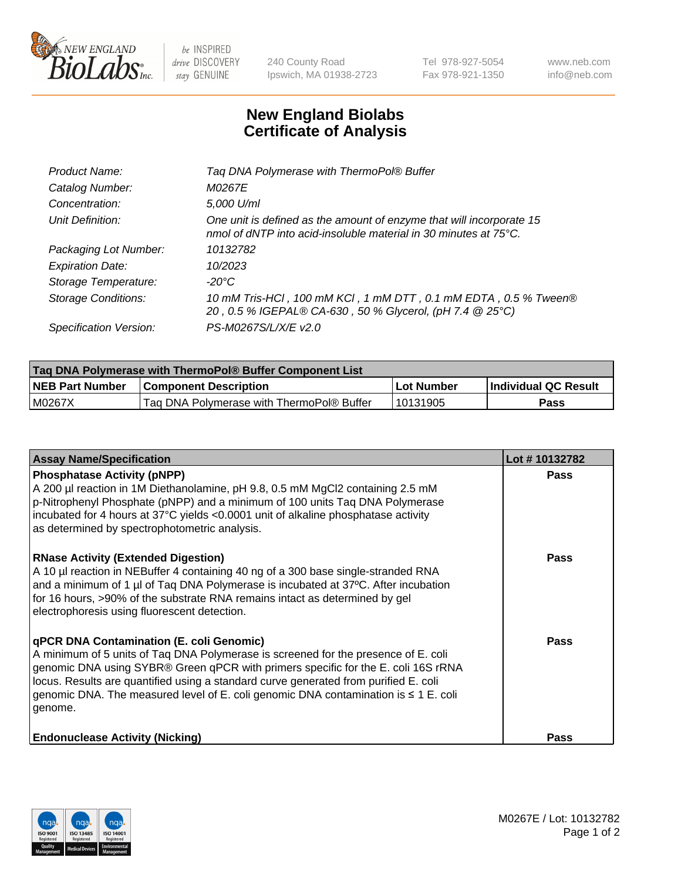# New England Biolabs Certificate of Analysis

| | |
|---|---|
| *Product Name:* | *Taq DNA Polymerase with ThermoPol® Buffer* |
| *Catalog Number:* | *M0267E* |
| *Concentration:* | *5,000 U/ml* |
| *Unit Definition:* | *One unit is defined as the amount of enzyme that will incorporate 15 nmol of dNTP into acid-insoluble material in 30 minutes at 75°C.* |
| *Packaging Lot Number:* | *10132782* |
| *Expiration Date:* | *10/2023* |
| *Storage Temperature:* | *-20°C* |
| *Storage Conditions:* | *10 mM Tris-HCl , 100 mM KCl , 1 mM DTT , 0.1 mM EDTA , 0.5 % Tween® 20 , 0.5 % IGEPAL® CA-630 , 50 % Glycerol, (pH 7.4 @ 25°C)* |
| *Specification Version:* | *PS-M0267S/L/X/E v2.0* |

| Taq DNA Polymerase with ThermoPol® Buffer Component List | | | |
|---|---|---|---|
| **NEB Part Number** | **Component Description** | **Lot Number** | **Individual QC Result** |
| M0267X | Taq DNA Polymerase with ThermoPol® Buffer | 10131905 | **Pass** |

| Assay Name/Specification | Lot # 10132782 |
|---|---|
| **Phosphatase Activity (pNPP)**<br>A 200 µl reaction in 1M Diethanolamine, pH 9.8, 0.5 mM MgCl2 containing 2.5 mM p-Nitrophenyl Phosphate (pNPP) and a minimum of 100 units Taq DNA Polymerase incubated for 4 hours at 37°C yields <0.0001 unit of alkaline phosphatase activity as determined by spectrophotometric analysis. | **Pass** |
| **RNase Activity (Extended Digestion)**<br>A 10 µl reaction in NEBuffer 4 containing 40 ng of a 300 base single-stranded RNA and a minimum of 1 µl of Taq DNA Polymerase is incubated at 37ºC. After incubation for 16 hours, >90% of the substrate RNA remains intact as determined by gel electrophoresis using fluorescent detection. | **Pass** |
| **qPCR DNA Contamination (E. coli Genomic)**<br>A minimum of 5 units of Taq DNA Polymerase is screened for the presence of E. coli genomic DNA using SYBR® Green qPCR with primers specific for the E. coli 16S rRNA locus. Results are quantified using a standard curve generated from purified E. coli genomic DNA. The measured level of E. coli genomic DNA contamination is ≤ 1 E. coli genome. | **Pass** |
| **Endonuclease Activity (Nicking)** | **Pass** |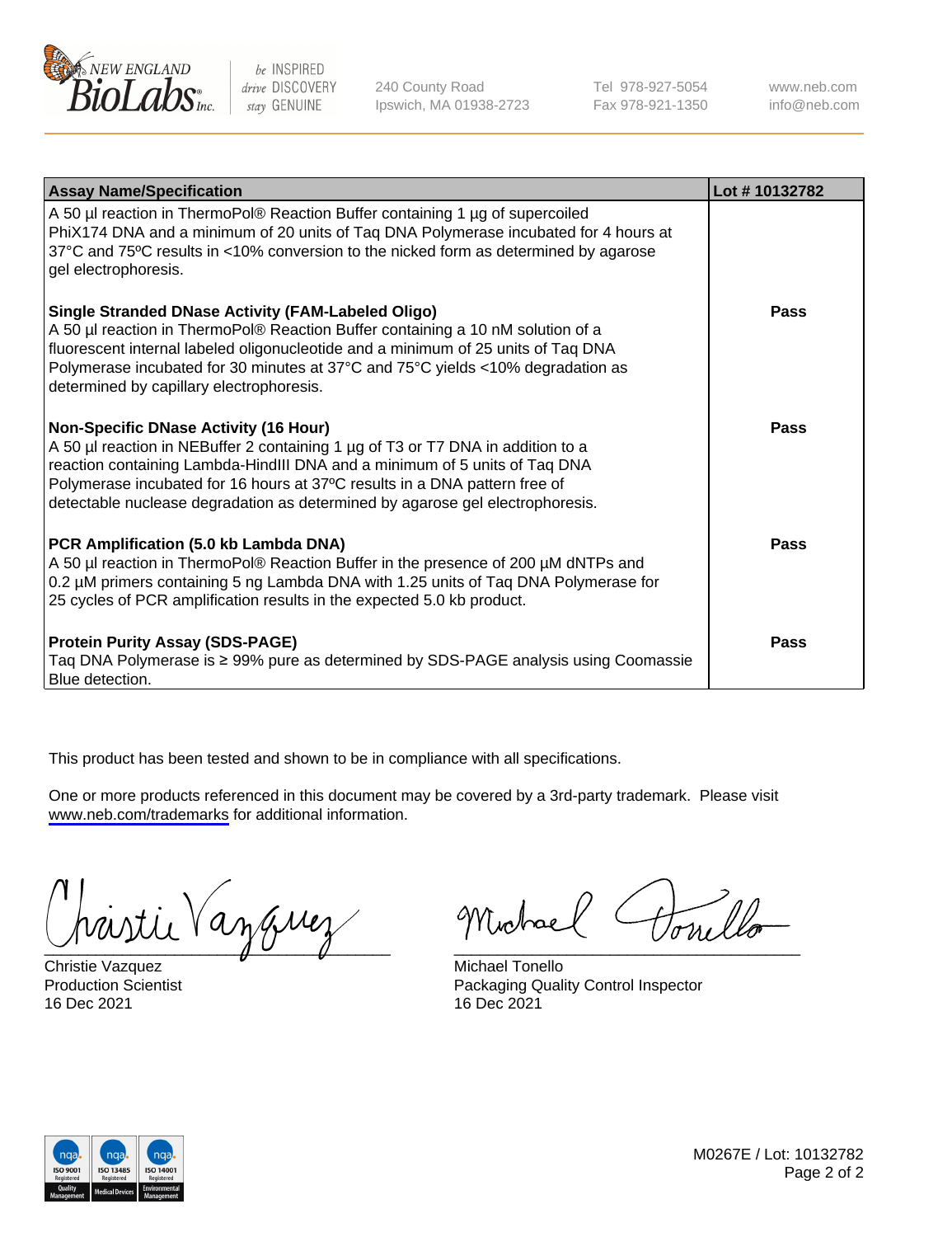| Assay Name/Specification | Lot # 10132782 |
| --- | --- |
| A 50 µl reaction in ThermoPol® Reaction Buffer containing 1 µg of supercoiled PhiX174 DNA and a minimum of 20 units of Taq DNA Polymerase incubated for 4 hours at 37°C and 75ºC results in <10% conversion to the nicked form as determined by agarose gel electrophoresis. | |
| **Single Stranded DNase Activity (FAM-Labeled Oligo)**<br>A 50 µl reaction in ThermoPol® Reaction Buffer containing a 10 nM solution of a fluorescent internal labeled oligonucleotide and a minimum of 25 units of Taq DNA Polymerase incubated for 30 minutes at 37°C and 75°C yields <10% degradation as determined by capillary electrophoresis. | **Pass** |
| **Non-Specific DNase Activity (16 Hour)**<br>A 50 µl reaction in NEBuffer 2 containing 1 µg of T3 or T7 DNA in addition to a reaction containing Lambda-HindIII DNA and a minimum of 5 units of Taq DNA Polymerase incubated for 16 hours at 37ºC results in a DNA pattern free of detectable nuclease degradation as determined by agarose gel electrophoresis. | **Pass** |
| **PCR Amplification (5.0 kb Lambda DNA)**<br>A 50 µl reaction in ThermoPol® Reaction Buffer in the presence of 200 µM dNTPs and 0.2 µM primers containing 5 ng Lambda DNA with 1.25 units of Taq DNA Polymerase for 25 cycles of PCR amplification results in the expected 5.0 kb product. | **Pass** |
| **Protein Purity Assay (SDS-PAGE)**<br>Taq DNA Polymerase is ≥ 99% pure as determined by SDS-PAGE analysis using Coomassie Blue detection. | **Pass** |

This product has been tested and shown to be in compliance with all specifications.

One or more products referenced in this document may be covered by a 3rd-party trademark. Please visit www.neb.com/trademarks for additional information.

Christie Vazquez
Production Scientist
16 Dec 2021

Michael Tonello
Packaging Quality Control Inspector
16 Dec 2021

M0267E / Lot: 10132782